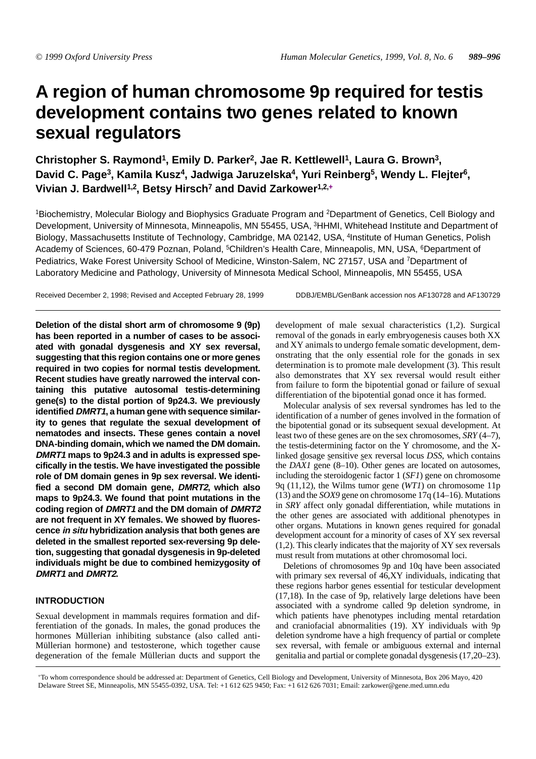# A region of human chromosome 9p required for testis development contains two genes related to known sexual regulators

**Christopher S. Raymond[1], Emily D. Parker[2], Jae R. Kettlewell[1], Laura G. Brown[3], David C. Page[3], Kamila Kusz[4], Jadwiga Jaruzelska[4], Yuri Reinberg[5], Wendy L. Flejter[6], Vivian J. Bardwell[1,2], Betsy Hirsch[7] and David Zarkower[1,2,+]**

[1]Biochemistry, Molecular Biology and Biophysics Graduate Program and [2]Department of Genetics, Cell Biology and Development, University of Minnesota, Minneapolis, MN 55455, USA, [3]HHMI, Whitehead Institute and Department of Biology, Massachusetts Institute of Technology, Cambridge, MA 02142, USA, [4]Institute of Human Genetics, Polish Academy of Sciences, 60-479 Poznan, Poland, [5]Children's Health Care, Minneapolis, MN, USA, [6]Department of Pediatrics, Wake Forest University School of Medicine, Winston-Salem, NC 27157, USA and [7]Department of Laboratory Medicine and Pathology, University of Minnesota Medical School, Minneapolis, MN 55455, USA

Received December 2, 1998; Revised and Accepted February 28, 1999

DDBJ/EMBL/GenBank accession nos AF130728 and AF130729

**Deletion of the distal short arm of chromosome 9 (9p) has been reported in a number of cases to be associated with gonadal dysgenesis and XY sex reversal, suggesting that this region contains one or more genes required in two copies for normal testis development. Recent studies have greatly narrowed the interval containing this putative autosomal testis-determining gene(s) to the distal portion of 9p24.3. We previously identified *DMRT1*, a human gene with sequence similarity to genes that regulate the sexual development of nematodes and insects. These genes contain a novel DNA-binding domain, which we named the DM domain. *DMRT1* maps to 9p24.3 and in adults is expressed specifically in the testis. We have investigated the possible role of DM domain genes in 9p sex reversal. We identified a second DM domain gene, *DMRT2*, which also maps to 9p24.3. We found that point mutations in the coding region of *DMRT1* and the DM domain of *DMRT2* are not frequent in XY females. We showed by fluorescence *in situ* hybridization analysis that both genes are deleted in the smallest reported sex-reversing 9p deletion, suggesting that gonadal dysgenesis in 9p-deleted individuals might be due to combined hemizygosity of *DMRT1* and *DMRT2*.**

## INTRODUCTION

Sexual development in mammals requires formation and differentiation of the gonads. In males, the gonad produces the hormones Müllerian inhibiting substance (also called anti-Müllerian hormone) and testosterone, which together cause degeneration of the female Müllerian ducts and support the development of male sexual characteristics (1,2). Surgical removal of the gonads in early embryogenesis causes both XX and XY animals to undergo female somatic development, demonstrating that the only essential role for the gonads in sex determination is to promote male development (3). This result also demonstrates that XY sex reversal would result either from failure to form the bipotential gonad or failure of sexual differentiation of the bipotential gonad once it has formed.

Molecular analysis of sex reversal syndromes has led to the identification of a number of genes involved in the formation of the bipotential gonad or its subsequent sexual development. At least two of these genes are on the sex chromosomes, *SRY* (4–7), the testis-determining factor on the Y chromosome, and the X-linked dosage sensitive sex reversal locus *DSS*, which contains the *DAX1* gene (8–10). Other genes are located on autosomes, including the steroidogenic factor 1 (*SF1*) gene on chromosome 9q (11,12), the Wilms tumor gene (*WT1*) on chromosome 11p (13) and the *SOX9* gene on chromosome 17q (14–16). Mutations in *SRY* affect only gonadal differentiation, while mutations in the other genes are associated with additional phenotypes in other organs. Mutations in known genes required for gonadal development account for a minority of cases of XY sex reversal (1,2). This clearly indicates that the majority of XY sex reversals must result from mutations at other chromosomal loci.

Deletions of chromosomes 9p and 10q have been associated with primary sex reversal of 46,XY individuals, indicating that these regions harbor genes essential for testicular development (17,18). In the case of 9p, relatively large deletions have been associated with a syndrome called 9p deletion syndrome, in which patients have phenotypes including mental retardation and craniofacial abnormalities (19). XY individuals with 9p deletion syndrome have a high frequency of partial or complete sex reversal, with female or ambiguous external and internal genitalia and partial or complete gonadal dysgenesis (17,20–23).

+To whom correspondence should be addressed at: Department of Genetics, Cell Biology and Development, University of Minnesota, Box 206 Mayo, 420 Delaware Street SE, Minneapolis, MN 55455-0392, USA. Tel: +1 612 625 9450; Fax: +1 612 626 7031; Email: zarkower@gene.med.umn.edu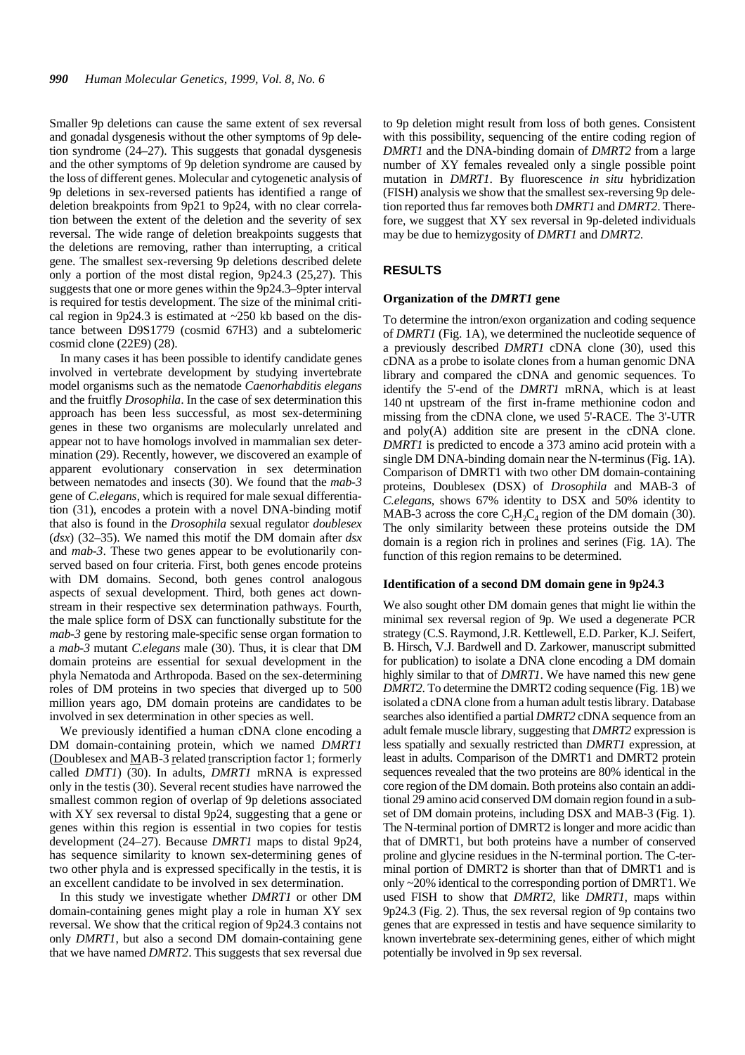Smaller 9p deletions can cause the same extent of sex reversal and gonadal dysgenesis without the other symptoms of 9p deletion syndrome (24–27). This suggests that gonadal dysgenesis and the other symptoms of 9p deletion syndrome are caused by the loss of different genes. Molecular and cytogenetic analysis of 9p deletions in sex-reversed patients has identified a range of deletion breakpoints from 9p21 to 9p24, with no clear correlation between the extent of the deletion and the severity of sex reversal. The wide range of deletion breakpoints suggests that the deletions are removing, rather than interrupting, a critical gene. The smallest sex-reversing 9p deletions described delete only a portion of the most distal region, 9p24.3 (25,27). This suggests that one or more genes within the 9p24.3–9pter interval is required for testis development. The size of the minimal critical region in 9p24.3 is estimated at ~250 kb based on the distance between D9S1779 (cosmid 67H3) and a subtelomeric cosmid clone (22E9) (28).

In many cases it has been possible to identify candidate genes involved in vertebrate development by studying invertebrate model organisms such as the nematode *Caenorhabditis elegans* and the fruitfly *Drosophila*. In the case of sex determination this approach has been less successful, as most sex-determining genes in these two organisms are molecularly unrelated and appear not to have homologs involved in mammalian sex determination (29). Recently, however, we discovered an example of apparent evolutionary conservation in sex determination between nematodes and insects (30). We found that the *mab-3* gene of *C.elegans*, which is required for male sexual differentiation (31), encodes a protein with a novel DNA-binding motif that also is found in the *Drosophila* sexual regulator *doublesex* (*dsx*) (32–35). We named this motif the DM domain after *dsx* and *mab-3*. These two genes appear to be evolutionarily conserved based on four criteria. First, both genes encode proteins with DM domains. Second, both genes control analogous aspects of sexual development. Third, both genes act downstream in their respective sex determination pathways. Fourth, the male splice form of DSX can functionally substitute for the *mab-3* gene by restoring male-specific sense organ formation to a *mab-3* mutant *C.elegans* male (30). Thus, it is clear that DM domain proteins are essential for sexual development in the phyla Nematoda and Arthropoda. Based on the sex-determining roles of DM proteins in two species that diverged up to 500 million years ago, DM domain proteins are candidates to be involved in sex determination in other species as well.

We previously identified a human cDNA clone encoding a DM domain-containing protein, which we named *DMRT1* (Doublesex and MAB-3 related transcription factor 1; formerly called *DMT1*) (30). In adults, *DMRT1* mRNA is expressed only in the testis (30). Several recent studies have narrowed the smallest common region of overlap of 9p deletions associated with XY sex reversal to distal 9p24, suggesting that a gene or genes within this region is essential in two copies for testis development (24–27). Because *DMRT1* maps to distal 9p24, has sequence similarity to known sex-determining genes of two other phyla and is expressed specifically in the testis, it is an excellent candidate to be involved in sex determination.

In this study we investigate whether *DMRT1* or other DM domain-containing genes might play a role in human XY sex reversal. We show that the critical region of 9p24.3 contains not only *DMRT1*, but also a second DM domain-containing gene that we have named *DMRT2*. This suggests that sex reversal due to 9p deletion might result from loss of both genes. Consistent with this possibility, sequencing of the entire coding region of *DMRT1* and the DNA-binding domain of *DMRT2* from a large number of XY females revealed only a single possible point mutation in *DMRT1*. By fluorescence *in situ* hybridization (FISH) analysis we show that the smallest sex-reversing 9p deletion reported thus far removes both *DMRT1* and *DMRT2*. Therefore, we suggest that XY sex reversal in 9p-deleted individuals may be due to hemizygosity of *DMRT1* and *DMRT2*.

## RESULTS

### Organization of the *DMRT1* gene

To determine the intron/exon organization and coding sequence of *DMRT1* (Fig. 1A), we determined the nucleotide sequence of a previously described *DMRT1* cDNA clone (30), used this cDNA as a probe to isolate clones from a human genomic DNA library and compared the cDNA and genomic sequences. To identify the 5′-end of the *DMRT1* mRNA, which is at least 140 nt upstream of the first in-frame methionine codon and missing from the cDNA clone, we used 5′-RACE. The 3′-UTR and poly(A) addition site are present in the cDNA clone. *DMRT1* is predicted to encode a 373 amino acid protein with a single DM DNA-binding domain near the N-terminus (Fig. 1A). Comparison of DMRT1 with two other DM domain-containing proteins, Doublesex (DSX) of *Drosophila* and MAB-3 of *C.elegans*, shows 67% identity to DSX and 50% identity to MAB-3 across the core $C_2H_2C_4$ region of the DM domain (30). The only similarity between these proteins outside the DM domain is a region rich in prolines and serines (Fig. 1A). The function of this region remains to be determined.

### Identification of a second DM domain gene in 9p24.3

We also sought other DM domain genes that might lie within the minimal sex reversal region of 9p. We used a degenerate PCR strategy (C.S. Raymond, J.R. Kettlewell, E.D. Parker, K.J. Seifert, B. Hirsch, V.J. Bardwell and D. Zarkower, manuscript submitted for publication) to isolate a DNA clone encoding a DM domain highly similar to that of *DMRT1*. We have named this new gene *DMRT2*. To determine the DMRT2 coding sequence (Fig. 1B) we isolated a cDNA clone from a human adult testis library. Database searches also identified a partial *DMRT2* cDNA sequence from an adult female muscle library, suggesting that *DMRT2* expression is less spatially and sexually restricted than *DMRT1* expression, at least in adults. Comparison of the DMRT1 and DMRT2 protein sequences revealed that the two proteins are 80% identical in the core region of the DM domain. Both proteins also contain an additional 29 amino acid conserved DM domain region found in a subset of DM domain proteins, including DSX and MAB-3 (Fig. 1). The N-terminal portion of DMRT2 is longer and more acidic than that of DMRT1, but both proteins have a number of conserved proline and glycine residues in the N-terminal portion. The C-terminal portion of DMRT2 is shorter than that of DMRT1 and is only ~20% identical to the corresponding portion of DMRT1. We used FISH to show that *DMRT2*, like *DMRT1*, maps within 9p24.3 (Fig. 2). Thus, the sex reversal region of 9p contains two genes that are expressed in testis and have sequence similarity to known invertebrate sex-determining genes, either of which might potentially be involved in 9p sex reversal.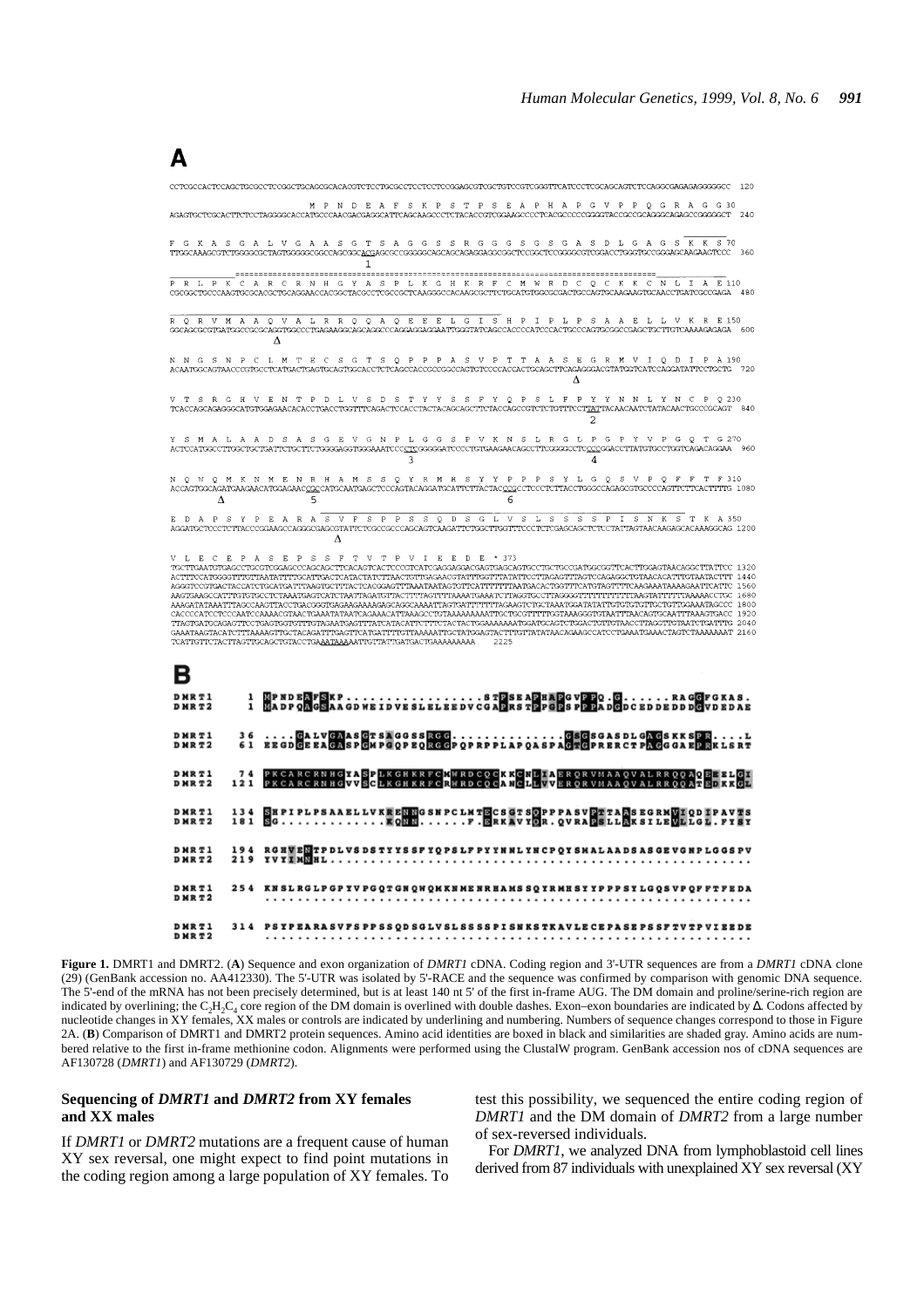**Figure 1.** DMRT1 and DMRT2. (**A**) Sequence and exon organization of *DMRT1* cDNA. Coding region and 3'-UTR sequences are from a *DMRT1* cDNA clone (29) (GenBank accession no. AA412330). The 5'-UTR was isolated by 5'-RACE and the sequence was confirmed by comparison with genomic DNA sequence. The 5'-end of the mRNA has not been precisely determined, but is at least 140 nt 5' of the first in-frame AUG. The DM domain and proline/serine-rich region are indicated by overlining; the $C_2H_2C_4$ core region of the DM domain is overlined with double dashes. Exon–exon boundaries are indicated by Δ. Codons affected by nucleotide changes in XY females, XX males or controls are indicated by underlining and numbering. Numbers of sequence changes correspond to those in Figure 2A. (**B**) Comparison of DMRT1 and DMRT2 protein sequences. Amino acid identities are boxed in black and similarities are shaded gray. Amino acids are numbered relative to the first in-frame methionine codon. Alignments were performed using the ClustalW program. GenBank accession nos of cDNA sequences are AF130728 (*DMRT1*) and AF130729 (*DMRT2*).

### Sequencing of *DMRT1* and *DMRT2* from XY females and XX males

If *DMRT1* or *DMRT2* mutations are a frequent cause of human XY sex reversal, one might expect to find point mutations in the coding region among a large population of XY females. To test this possibility, we sequenced the entire coding region of *DMRT1* and the DM domain of *DMRT2* from a large number of sex-reversed individuals.

For *DMRT1*, we analyzed DNA from lymphoblastoid cell lines derived from 87 individuals with unexplained XY sex reversal (XY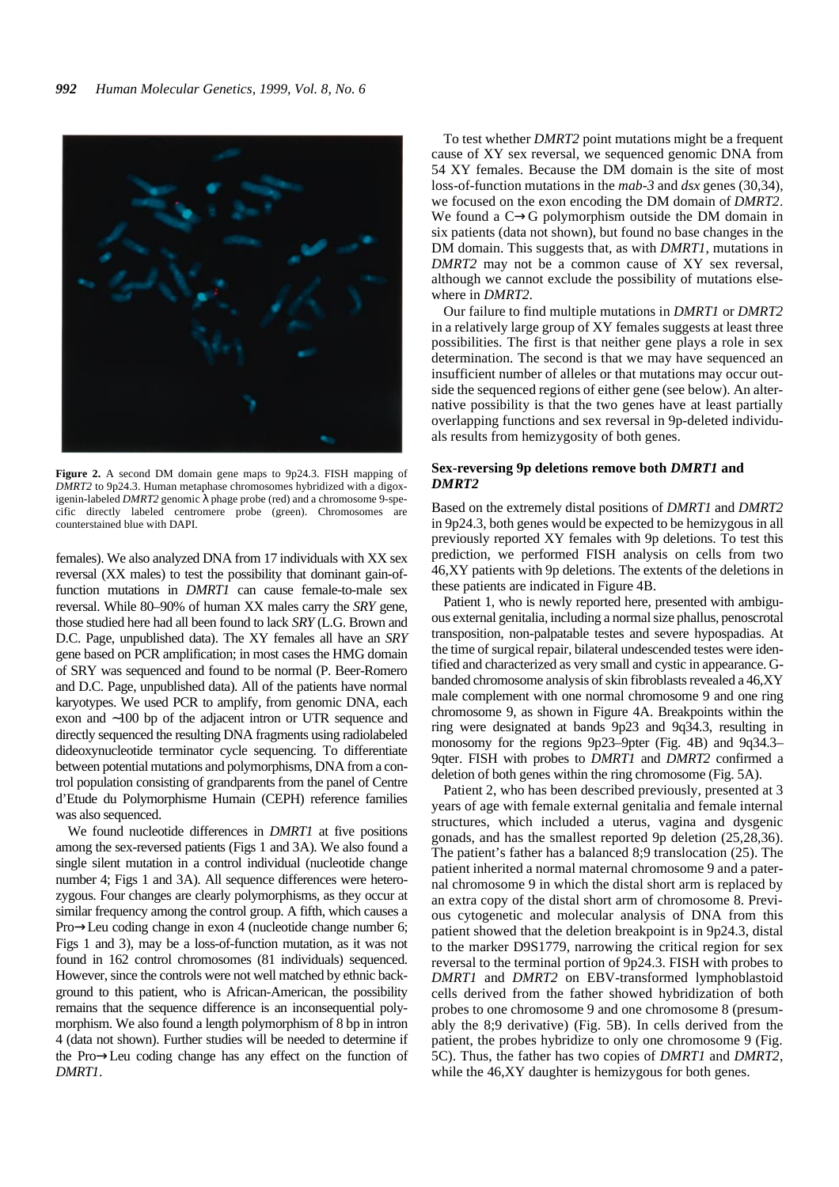**Figure 2.** A second DM domain gene maps to 9p24.3. FISH mapping of *DMRT2* to 9p24.3. Human metaphase chromosomes hybridized with a digoxigenin-labeled *DMRT2* genomic λ phage probe (red) and a chromosome 9-specific directly labeled centromere probe (green). Chromosomes are counterstained blue with DAPI.

females). We also analyzed DNA from 17 individuals with XX sex reversal (XX males) to test the possibility that dominant gain-of-function mutations in *DMRT1* can cause female-to-male sex reversal. While 80–90% of human XX males carry the *SRY* gene, those studied here had all been found to lack *SRY* (L.G. Brown and D.C. Page, unpublished data). The XY females all have an *SRY* gene based on PCR amplification; in most cases the HMG domain of SRY was sequenced and found to be normal (P. Beer-Romero and D.C. Page, unpublished data). All of the patients have normal karyotypes. We used PCR to amplify, from genomic DNA, each exon and ~100 bp of the adjacent intron or UTR sequence and directly sequenced the resulting DNA fragments using radiolabeled dideoxynucleotide terminator cycle sequencing. To differentiate between potential mutations and polymorphisms, DNA from a control population consisting of grandparents from the panel of Centre d'Etude du Polymorphisme Humain (CEPH) reference families was also sequenced.

We found nucleotide differences in *DMRT1* at five positions among the sex-reversed patients (Figs 1 and 3A). We also found a single silent mutation in a control individual (nucleotide change number 4; Figs 1 and 3A). All sequence differences were heterozygous. Four changes are clearly polymorphisms, as they occur at similar frequency among the control group. A fifth, which causes a Pro→Leu coding change in exon 4 (nucleotide change number 6; Figs 1 and 3), may be a loss-of-function mutation, as it was not found in 162 control chromosomes (81 individuals) sequenced. However, since the controls were not well matched by ethnic background to this patient, who is African-American, the possibility remains that the sequence difference is an inconsequential polymorphism. We also found a length polymorphism of 8 bp in intron 4 (data not shown). Further studies will be needed to determine if the Pro→Leu coding change has any effect on the function of *DMRT1*.

To test whether *DMRT2* point mutations might be a frequent cause of XY sex reversal, we sequenced genomic DNA from 54 XY females. Because the DM domain is the site of most loss-of-function mutations in the *mab-3* and *dsx* genes (30,34), we focused on the exon encoding the DM domain of *DMRT2*. We found a C→G polymorphism outside the DM domain in six patients (data not shown), but found no base changes in the DM domain. This suggests that, as with *DMRT1*, mutations in *DMRT2* may not be a common cause of XY sex reversal, although we cannot exclude the possibility of mutations elsewhere in *DMRT2*.

Our failure to find multiple mutations in *DMRT1* or *DMRT2* in a relatively large group of XY females suggests at least three possibilities. The first is that neither gene plays a role in sex determination. The second is that we may have sequenced an insufficient number of alleles or that mutations may occur outside the sequenced regions of either gene (see below). An alternative possibility is that the two genes have at least partially overlapping functions and sex reversal in 9p-deleted individuals results from hemizygosity of both genes.

### Sex-reversing 9p deletions remove both *DMRT1* and *DMRT2*

Based on the extremely distal positions of *DMRT1* and *DMRT2* in 9p24.3, both genes would be expected to be hemizygous in all previously reported XY females with 9p deletions. To test this prediction, we performed FISH analysis on cells from two 46,XY patients with 9p deletions. The extents of the deletions in these patients are indicated in Figure 4B.

Patient 1, who is newly reported here, presented with ambiguous external genitalia, including a normal size phallus, penoscrotal transposition, non-palpatable testes and severe hypospadias. At the time of surgical repair, bilateral undescended testes were identified and characterized as very small and cystic in appearance. G-banded chromosome analysis of skin fibroblasts revealed a 46,XY male complement with one normal chromosome 9 and one ring chromosome 9, as shown in Figure 4A. Breakpoints within the ring were designated at bands 9p23 and 9q34.3, resulting in monosomy for the regions 9p23–9pter (Fig. 4B) and 9q34.3–9qter. FISH with probes to *DMRT1* and *DMRT2* confirmed a deletion of both genes within the ring chromosome (Fig. 5A).

Patient 2, who has been described previously, presented at 3 years of age with female external genitalia and female internal structures, which included a uterus, vagina and dysgenic gonads, and has the smallest reported 9p deletion (25,28,36). The patient's father has a balanced 8;9 translocation (25). The patient inherited a normal maternal chromosome 9 and a paternal chromosome 9 in which the distal short arm is replaced by an extra copy of the distal short arm of chromosome 8. Previous cytogenetic and molecular analysis of DNA from this patient showed that the deletion breakpoint is in 9p24.3, distal to the marker D9S1779, narrowing the critical region for sex reversal to the terminal portion of 9p24.3. FISH with probes to *DMRT1* and *DMRT2* on EBV-transformed lymphoblastoid cells derived from the father showed hybridization of both probes to one chromosome 9 and one chromosome 8 (presumably the 8;9 derivative) (Fig. 5B). In cells derived from the patient, the probes hybridize to only one chromosome 9 (Fig. 5C). Thus, the father has two copies of *DMRT1* and *DMRT2*, while the 46,XY daughter is hemizygous for both genes.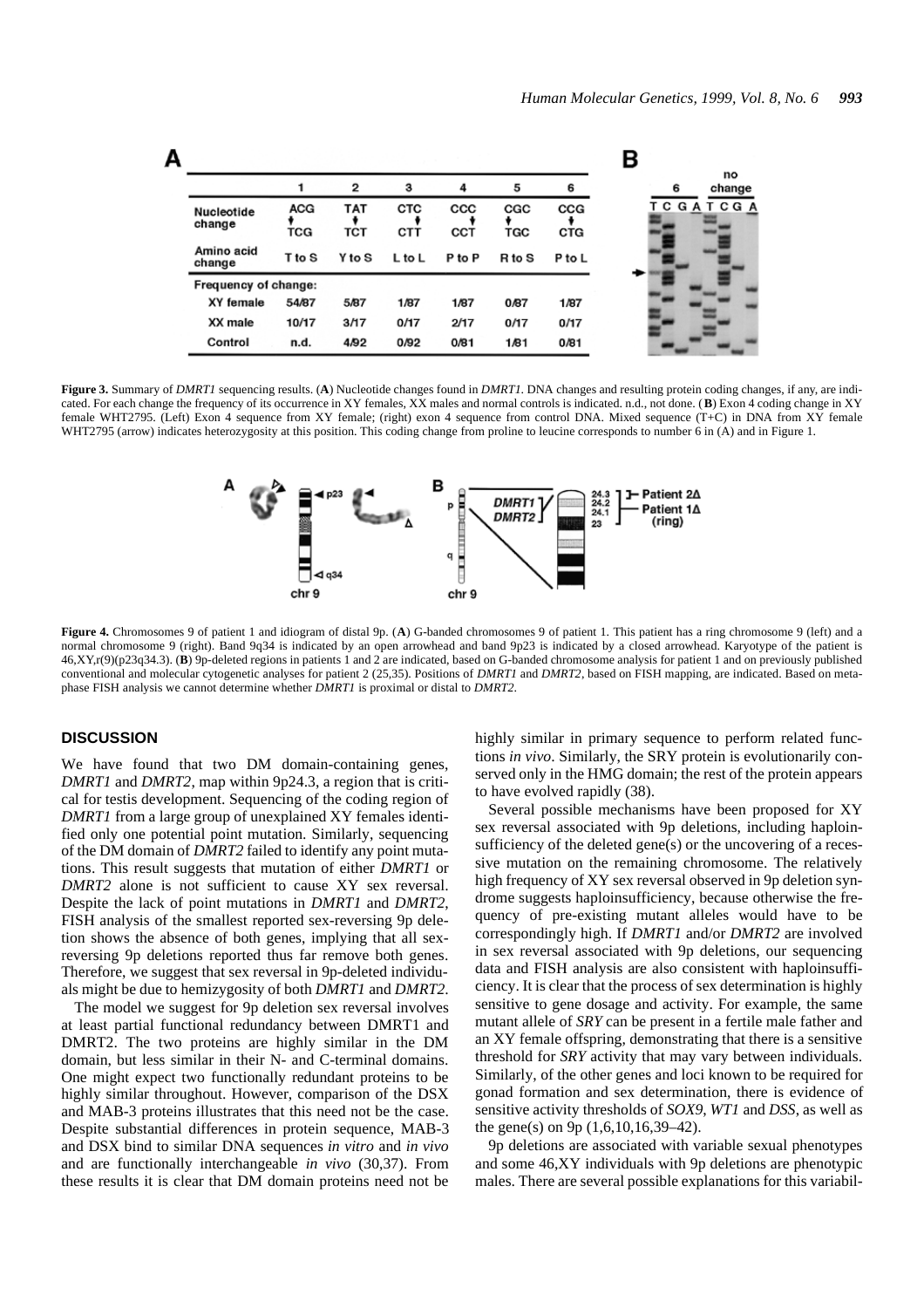| | 1 | 2 | 3 | 4 | 5 | 6 |
|---|---|---|---|---|---|---|
| Nucleotide change | ACG → TCG | TAT → TCT | CTC → CTT | CCC → CCT | CGC → TGC | CCG → CTG |
| Amino acid change | T to S | Y to S | L to L | P to P | R to S | P to L |
| Frequency of change: | | | | | | |
| XY female | 54/87 | 5/87 | 1/87 | 1/87 | 0/87 | 1/87 |
| XX male | 10/17 | 3/17 | 0/17 | 2/17 | 0/17 | 0/17 |
| Control | n.d. | 4/92 | 0/92 | 0/81 | 1/81 | 0/81 |

**Figure 3.** Summary of *DMRT1* sequencing results. (**A**) Nucleotide changes found in *DMRT1*. DNA changes and resulting protein coding changes, if any, are indicated. For each change the frequency of its occurrence in XY females, XX males and normal controls is indicated. n.d., not done. (**B**) Exon 4 coding change in XY female WHT2795. (Left) Exon 4 sequence from XY female; (right) exon 4 sequence from control DNA. Mixed sequence (T+C) in DNA from XY female WHT2795 (arrow) indicates heterozygosity at this position. This coding change from proline to leucine corresponds to number 6 in (A) and in Figure 1.

**Figure 4.** Chromosomes 9 of patient 1 and idiogram of distal 9p. (**A**) G-banded chromosomes 9 of patient 1. This patient has a ring chromosome 9 (left) and a normal chromosome 9 (right). Band 9q34 is indicated by an open arrowhead and band 9p23 is indicated by a closed arrowhead. Karyotype of the patient is 46,XY,r(9)(p23q34.3). (**B**) 9p-deleted regions in patients 1 and 2 are indicated, based on G-banded chromosome analysis for patient 1 and on previously published conventional and molecular cytogenetic analyses for patient 2 (25,35). Positions of *DMRT1* and *DMRT2*, based on FISH mapping, are indicated. Based on metaphase FISH analysis we cannot determine whether *DMRT1* is proximal or distal to *DMRT2*.

## DISCUSSION

We have found that two DM domain-containing genes, *DMRT1* and *DMRT2*, map within 9p24.3, a region that is critical for testis development. Sequencing of the coding region of *DMRT1* from a large group of unexplained XY females identified only one potential point mutation. Similarly, sequencing of the DM domain of *DMRT2* failed to identify any point mutations. This result suggests that mutation of either *DMRT1* or *DMRT2* alone is not sufficient to cause XY sex reversal. Despite the lack of point mutations in *DMRT1* and *DMRT2*, FISH analysis of the smallest reported sex-reversing 9p deletion shows the absence of both genes, implying that all sex-reversing 9p deletions reported thus far remove both genes. Therefore, we suggest that sex reversal in 9p-deleted individuals might be due to hemizygosity of both *DMRT1* and *DMRT2*.

The model we suggest for 9p deletion sex reversal involves at least partial functional redundancy between DMRT1 and DMRT2. The two proteins are highly similar in the DM domain, but less similar in their N- and C-terminal domains. One might expect two functionally redundant proteins to be highly similar throughout. However, comparison of the DSX and MAB-3 proteins illustrates that this need not be the case. Despite substantial differences in protein sequence, MAB-3 and DSX bind to similar DNA sequences *in vitro* and *in vivo* and are functionally interchangeable *in vivo* (30,37). From these results it is clear that DM domain proteins need not be highly similar in primary sequence to perform related functions *in vivo*. Similarly, the SRY protein is evolutionarily conserved only in the HMG domain; the rest of the protein appears to have evolved rapidly (38).

Several possible mechanisms have been proposed for XY sex reversal associated with 9p deletions, including haploinsufficiency of the deleted gene(s) or the uncovering of a recessive mutation on the remaining chromosome. The relatively high frequency of XY sex reversal observed in 9p deletion syndrome suggests haploinsufficiency, because otherwise the frequency of pre-existing mutant alleles would have to be correspondingly high. If *DMRT1* and/or *DMRT2* are involved in sex reversal associated with 9p deletions, our sequencing data and FISH analysis are also consistent with haploinsufficiency. It is clear that the process of sex determination is highly sensitive to gene dosage and activity. For example, the same mutant allele of *SRY* can be present in a fertile male father and an XY female offspring, demonstrating that there is a sensitive threshold for *SRY* activity that may vary between individuals. Similarly, of the other genes and loci known to be required for gonad formation and sex determination, there is evidence of sensitive activity thresholds of *SOX9*, *WT1* and *DSS*, as well as the gene(s) on 9p (1,6,10,16,39–42).

9p deletions are associated with variable sexual phenotypes and some 46,XY individuals with 9p deletions are phenotypic males. There are several possible explanations for this variabil-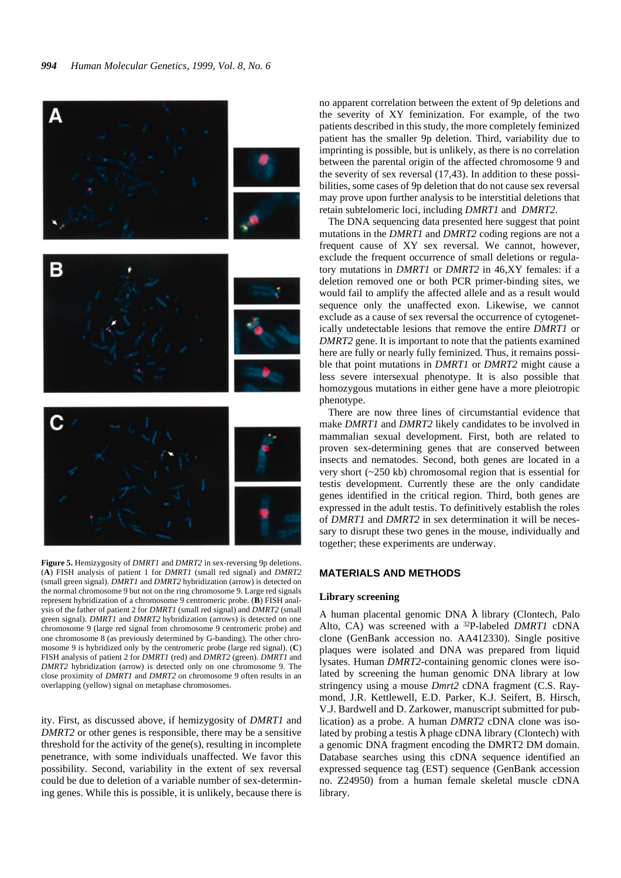**Figure 5.** Hemizygosity of *DMRT1* and *DMRT2* in sex-reversing 9p deletions. (**A**) FISH analysis of patient 1 for *DMRT1* (small red signal) and *DMRT2* (small green signal). *DMRT1* and *DMRT2* hybridization (arrow) is detected on the normal chromosome 9 but not on the ring chromosome 9. Large red signals represent hybridization of a chromosome 9 centromeric probe. (**B**) FISH analysis of the father of patient 2 for *DMRT1* (small red signal) and *DMRT2* (small green signal). *DMRT1* and *DMRT2* hybridization (arrows) is detected on one chromosome 9 (large red signal from chromosome 9 centromeric probe) and one chromosome 8 (as previously determined by G-banding). The other chromosome 9 is hybridized only by the centromeric probe (large red signal). (**C**) FISH analysis of patient 2 for *DMRT1* (red) and *DMRT2* (green). *DMRT1* and *DMRT2* hybridization (arrow) is detected only on one chromosome 9. The close proximity of *DMRT1* and *DMRT2* on chromosome 9 often results in an overlapping (yellow) signal on metaphase chromosomes.

ity. First, as discussed above, if hemizygosity of *DMRT1* and *DMRT2* or other genes is responsible, there may be a sensitive threshold for the activity of the gene(s), resulting in incomplete penetrance, with some individuals unaffected. We favor this possibility. Second, variability in the extent of sex reversal could be due to deletion of a variable number of sex-determining genes. While this is possible, it is unlikely, because there is no apparent correlation between the extent of 9p deletions and the severity of XY feminization. For example, of the two patients described in this study, the more completely feminized patient has the smaller 9p deletion. Third, variability due to imprinting is possible, but is unlikely, as there is no correlation between the parental origin of the affected chromosome 9 and the severity of sex reversal (17,43). In addition to these possibilities, some cases of 9p deletion that do not cause sex reversal may prove upon further analysis to be interstitial deletions that retain subtelomeric loci, including *DMRT1* and *DMRT2*.

The DNA sequencing data presented here suggest that point mutations in the *DMRT1* and *DMRT2* coding regions are not a frequent cause of XY sex reversal. We cannot, however, exclude the frequent occurrence of small deletions or regulatory mutations in *DMRT1* or *DMRT2* in 46,XY females: if a deletion removed one or both PCR primer-binding sites, we would fail to amplify the affected allele and as a result would sequence only the unaffected exon. Likewise, we cannot exclude as a cause of sex reversal the occurrence of cytogenetically undetectable lesions that remove the entire *DMRT1* or *DMRT2* gene. It is important to note that the patients examined here are fully or nearly fully feminized. Thus, it remains possible that point mutations in *DMRT1* or *DMRT2* might cause a less severe intersexual phenotype. It is also possible that homozygous mutations in either gene have a more pleiotropic phenotype.

There are now three lines of circumstantial evidence that make *DMRT1* and *DMRT2* likely candidates to be involved in mammalian sexual development. First, both are related to proven sex-determining genes that are conserved between insects and nematodes. Second, both genes are located in a very short (~250 kb) chromosomal region that is essential for testis development. Currently these are the only candidate genes identified in the critical region. Third, both genes are expressed in the adult testis. To definitively establish the roles of *DMRT1* and *DMRT2* in sex determination it will be necessary to disrupt these two genes in the mouse, individually and together; these experiments are underway.

## MATERIALS AND METHODS

### Library screening

A human placental genomic DNA λ library (Clontech, Palo Alto, CA) was screened with a $^{32}$P-labeled *DMRT1* cDNA clone (GenBank accession no. AA412330). Single positive plaques were isolated and DNA was prepared from liquid lysates. Human *DMRT2*-containing genomic clones were isolated by screening the human genomic DNA library at low stringency using a mouse *Dmrt2* cDNA fragment (C.S. Raymond, J.R. Kettlewell, E.D. Parker, K.J. Seifert, B. Hirsch, V.J. Bardwell and D. Zarkower, manuscript submitted for publication) as a probe. A human *DMRT2* cDNA clone was isolated by probing a testis λ phage cDNA library (Clontech) with a genomic DNA fragment encoding the DMRT2 DM domain. Database searches using this cDNA sequence identified an expressed sequence tag (EST) sequence (GenBank accession no. Z24950) from a human female skeletal muscle cDNA library.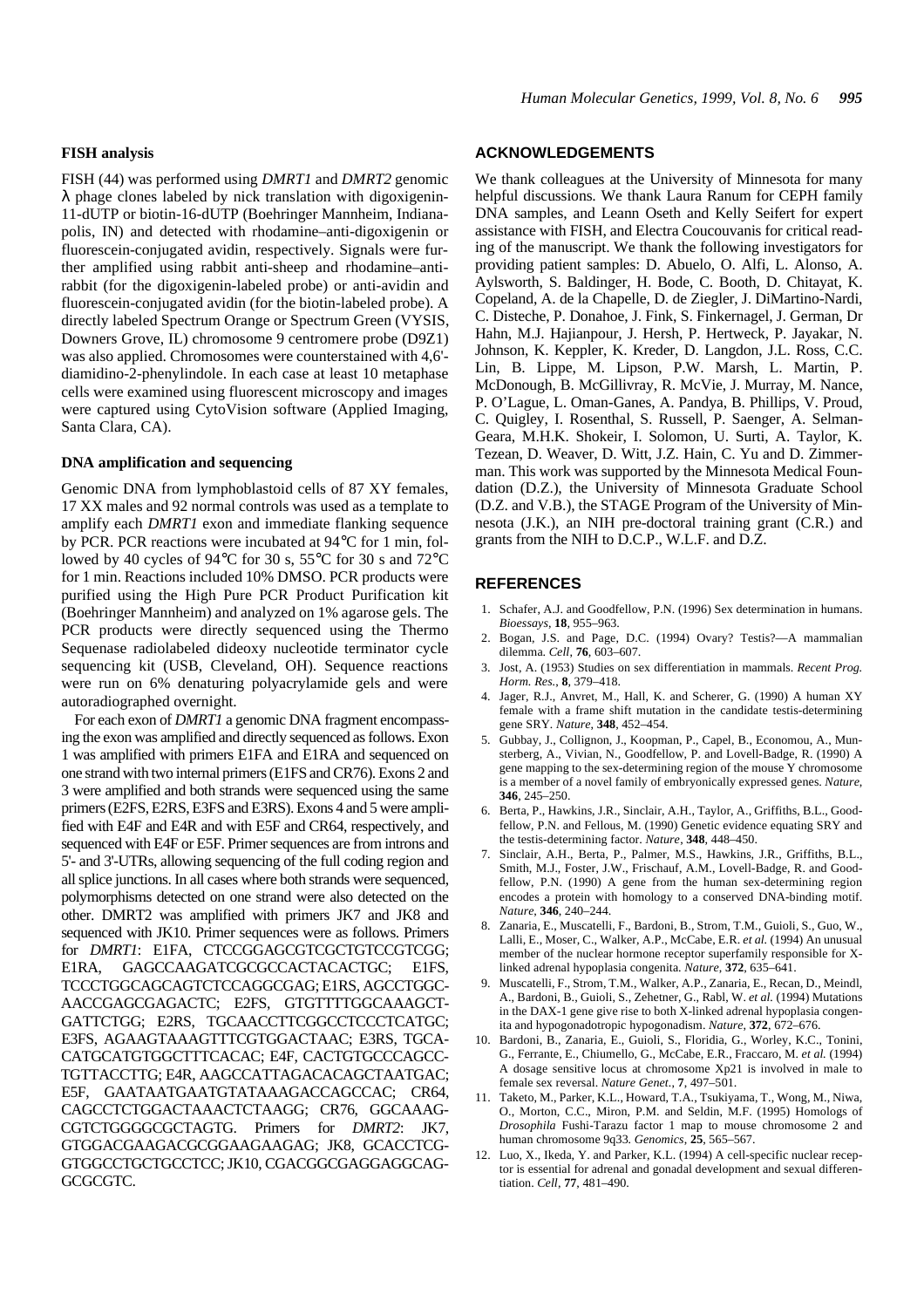### FISH analysis

FISH (44) was performed using *DMRT1* and *DMRT2* genomic λ phage clones labeled by nick translation with digoxigenin-11-dUTP or biotin-16-dUTP (Boehringer Mannheim, Indianapolis, IN) and detected with rhodamine–anti-digoxigenin or fluorescein-conjugated avidin, respectively. Signals were further amplified using rabbit anti-sheep and rhodamine–anti-rabbit (for the digoxigenin-labeled probe) or anti-avidin and fluorescein-conjugated avidin (for the biotin-labeled probe). A directly labeled Spectrum Orange or Spectrum Green (VYSIS, Downers Grove, IL) chromosome 9 centromere probe (D9Z1) was also applied. Chromosomes were counterstained with 4,6'-diamidino-2-phenylindole. In each case at least 10 metaphase cells were examined using fluorescent microscopy and images were captured using CytoVision software (Applied Imaging, Santa Clara, CA).

### DNA amplification and sequencing

Genomic DNA from lymphoblastoid cells of 87 XY females, 17 XX males and 92 normal controls was used as a template to amplify each *DMRT1* exon and immediate flanking sequence by PCR. PCR reactions were incubated at 94°C for 1 min, followed by 40 cycles of 94°C for 30 s, 55°C for 30 s and 72°C for 1 min. Reactions included 10% DMSO. PCR products were purified using the High Pure PCR Product Purification kit (Boehringer Mannheim) and analyzed on 1% agarose gels. The PCR products were directly sequenced using the Thermo Sequenase radiolabeled dideoxy nucleotide terminator cycle sequencing kit (USB, Cleveland, OH). Sequence reactions were run on 6% denaturing polyacrylamide gels and were autoradiographed overnight.

For each exon of *DMRT1* a genomic DNA fragment encompassing the exon was amplified and directly sequenced as follows. Exon 1 was amplified with primers E1FA and E1RA and sequenced on one strand with two internal primers (E1FS and CR76). Exons 2 and 3 were amplified and both strands were sequenced using the same primers (E2FS, E2RS, E3FS and E3RS). Exons 4 and 5 were amplified with E4F and E4R and with E5F and CR64, respectively, and sequenced with E4F or E5F. Primer sequences are from introns and 5'- and 3'-UTRs, allowing sequencing of the full coding region and all splice junctions. In all cases where both strands were sequenced, polymorphisms detected on one strand were also detected on the other. DMRT2 was amplified with primers JK7 and JK8 and sequenced with JK10. Primer sequences were as follows. Primers for *DMRT1*: E1FA, CTCCGGAGCGTCGCTGTCCGTCGG; E1RA, GAGCCAAGATCGCGCCACTACACTGC; E1FS, TCCCTGGCAGCAGTCTCCAGGCGAG; E1RS, AGCCTGGCAACCGAGCGAGACTC; E2FS, GTGTTTTGGCAAAGCTGATTCTGG; E2RS, TGCAACCTTCGGCCTCCCTCATGC; E3FS, AGAAGTAAAGTTTCGTGGACTAAC; E3RS, TGCACATGCATGTGGCTTTCACAC; E4F, CACTGTGCCCAGCCTGTTACCTTG; E4R, AAGCCATTAGACACAGCTAATGAC; E5F, GAATAATGAATGTATAAAGACCAGCCAC; CR64, CAGCCTCTGGACTAAACTCTAAGG; CR76, GGCAAAGCGTCTGGGGCGCTAGTG. Primers for *DMRT2*: JK7, GTGGACGAAGACGCGGAAGAAGAG; JK8, GCACCTCGGTGGCCTGCTGCCTCC; JK10, CGACGGCGAGGAGGCAGGCGCGTC.

## ACKNOWLEDGEMENTS

We thank colleagues at the University of Minnesota for many helpful discussions. We thank Laura Ranum for CEPH family DNA samples, and Leann Oseth and Kelly Seifert for expert assistance with FISH, and Electra Coucouvanis for critical reading of the manuscript. We thank the following investigators for providing patient samples: D. Abuelo, O. Alfi, L. Alonso, A. Aylsworth, S. Baldinger, H. Bode, C. Booth, D. Chitayat, K. Copeland, A. de la Chapelle, D. de Ziegler, J. DiMartino-Nardi, C. Disteche, P. Donahoe, J. Fink, S. Finkernagel, J. German, Dr Hahn, M.J. Hajianpour, J. Hersh, P. Hertweck, P. Jayakar, N. Johnson, K. Keppler, K. Kreder, D. Langdon, J.L. Ross, C.C. Lin, B. Lippe, M. Lipson, P.W. Marsh, L. Martin, P. McDonough, B. McGillivray, R. McVie, J. Murray, M. Nance, P. O'Lague, L. Oman-Ganes, A. Pandya, B. Phillips, V. Proud, C. Quigley, I. Rosenthal, S. Russell, P. Saenger, A. Selman-Geara, M.H.K. Shokeir, I. Solomon, U. Surti, A. Taylor, K. Tezean, D. Weaver, D. Witt, J.Z. Hain, C. Yu and D. Zimmerman. This work was supported by the Minnesota Medical Foundation (D.Z.), the University of Minnesota Graduate School (D.Z. and V.B.), the STAGE Program of the University of Minnesota (J.K.), an NIH pre-doctoral training grant (C.R.) and grants from the NIH to D.C.P., W.L.F. and D.Z.

## REFERENCES

1. Schafer, A.J. and Goodfellow, P.N. (1996) Sex determination in humans. *Bioessays*, **18**, 955–963.
2. Bogan, J.S. and Page, D.C. (1994) Ovary? Testis?—A mammalian dilemma. *Cell*, **76**, 603–607.
3. Jost, A. (1953) Studies on sex differentiation in mammals. *Recent Prog. Horm. Res.*, **8**, 379–418.
4. Jager, R.J., Anvret, M., Hall, K. and Scherer, G. (1990) A human XY female with a frame shift mutation in the candidate testis-determining gene SRY. *Nature*, **348**, 452–454.
5. Gubbay, J., Collignon, J., Koopman, P., Capel, B., Economou, A., Munsterberg, A., Vivian, N., Goodfellow, P. and Lovell-Badge, R. (1990) A gene mapping to the sex-determining region of the mouse Y chromosome is a member of a novel family of embryonically expressed genes. *Nature*, **346**, 245–250.
6. Berta, P., Hawkins, J.R., Sinclair, A.H., Taylor, A., Griffiths, B.L., Goodfellow, P.N. and Fellous, M. (1990) Genetic evidence equating SRY and the testis-determining factor. *Nature*, **348**, 448–450.
7. Sinclair, A.H., Berta, P., Palmer, M.S., Hawkins, J.R., Griffiths, B.L., Smith, M.J., Foster, J.W., Frischauf, A.M., Lovell-Badge, R. and Goodfellow, P.N. (1990) A gene from the human sex-determining region encodes a protein with homology to a conserved DNA-binding motif. *Nature*, **346**, 240–244.
8. Zanaria, E., Muscatelli, F., Bardoni, B., Strom, T.M., Guioli, S., Guo, W., Lalli, E., Moser, C., Walker, A.P., McCabe, E.R. *et al.* (1994) An unusual member of the nuclear hormone receptor superfamily responsible for X-linked adrenal hypoplasia congenita. *Nature*, **372**, 635–641.
9. Muscatelli, F., Strom, T.M., Walker, A.P., Zanaria, E., Recan, D., Meindl, A., Bardoni, B., Guioli, S., Zehetner, G., Rabl, W. *et al.* (1994) Mutations in the DAX-1 gene give rise to both X-linked adrenal hypoplasia congenita and hypogonadotropic hypogonadism. *Nature*, **372**, 672–676.
10. Bardoni, B., Zanaria, E., Guioli, S., Floridia, G., Worley, K.C., Tonini, G., Ferrante, E., Chiumello, G., McCabe, E.R., Fraccaro, M. *et al.* (1994) A dosage sensitive locus at chromosome Xp21 is involved in male to female sex reversal. *Nature Genet.*, **7**, 497–501.
11. Taketo, M., Parker, K.L., Howard, T.A., Tsukiyama, T., Wong, M., Niwa, O., Morton, C.C., Miron, P.M. and Seldin, M.F. (1995) Homologs of *Drosophila* Fushi-Tarazu factor 1 map to mouse chromosome 2 and human chromosome 9q33. *Genomics*, **25**, 565–567.
12. Luo, X., Ikeda, Y. and Parker, K.L. (1994) A cell-specific nuclear receptor is essential for adrenal and gonadal development and sexual differentiation. *Cell*, **77**, 481–490.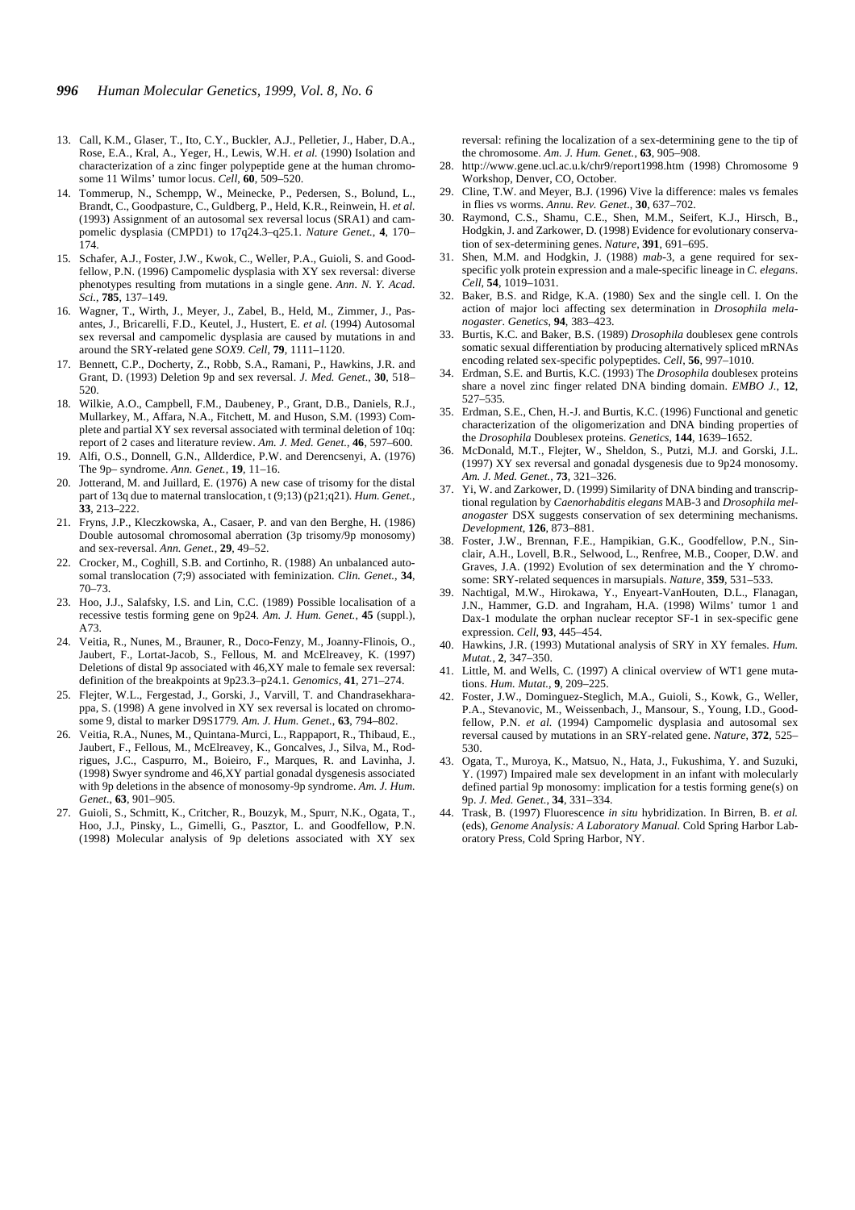13. Call, K.M., Glaser, T., Ito, C.Y., Buckler, A.J., Pelletier, J., Haber, D.A., Rose, E.A., Kral, A., Yeger, H., Lewis, W.H. *et al.* (1990) Isolation and characterization of a zinc finger polypeptide gene at the human chromosome 11 Wilms' tumor locus. *Cell*, **60**, 509–520.
14. Tommerup, N., Schempp, W., Meinecke, P., Pedersen, S., Bolund, L., Brandt, C., Goodpasture, C., Guldberg, P., Held, K.R., Reinwein, H. *et al.* (1993) Assignment of an autosomal sex reversal locus (SRA1) and campomelic dysplasia (CMPD1) to 17q24.3–q25.1. *Nature Genet.*, **4**, 170–174.
15. Schafer, A.J., Foster, J.W., Kwok, C., Weller, P.A., Guioli, S. and Goodfellow, P.N. (1996) Campomelic dysplasia with XY sex reversal: diverse phenotypes resulting from mutations in a single gene. *Ann. N. Y. Acad. Sci.*, **785**, 137–149.
16. Wagner, T., Wirth, J., Meyer, J., Zabel, B., Held, M., Zimmer, J., Pasantes, J., Bricarelli, F.D., Keutel, J., Hustert, E. *et al.* (1994) Autosomal sex reversal and campomelic dysplasia are caused by mutations in and around the SRY-related gene *SOX9*. *Cell*, **79**, 1111–1120.
17. Bennett, C.P., Docherty, Z., Robb, S.A., Ramani, P., Hawkins, J.R. and Grant, D. (1993) Deletion 9p and sex reversal. *J. Med. Genet.*, **30**, 518–520.
18. Wilkie, A.O., Campbell, F.M., Daubeney, P., Grant, D.B., Daniels, R.J., Mullarkey, M., Affara, N.A., Fitchett, M. and Huson, S.M. (1993) Complete and partial XY sex reversal associated with terminal deletion of 10q: report of 2 cases and literature review. *Am. J. Med. Genet.*, **46**, 597–600.
19. Alfi, O.S., Donnell, G.N., Allderdice, P.W. and Derencsenyi, A. (1976) The 9p– syndrome. *Ann. Genet.*, **19**, 11–16.
20. Jotterand, M. and Juillard, E. (1976) A new case of trisomy for the distal part of 13q due to maternal translocation, t (9;13) (p21;q21). *Hum. Genet.*, **33**, 213–222.
21. Fryns, J.P., Kleczkowska, A., Casaer, P. and van den Berghe, H. (1986) Double autosomal chromosomal aberration (3p trisomy/9p monosomy) and sex-reversal. *Ann. Genet.*, **29**, 49–52.
22. Crocker, M., Coghill, S.B. and Cortinho, R. (1988) An unbalanced autosomal translocation (7;9) associated with feminization. *Clin. Genet.*, **34**, 70–73.
23. Hoo, J.J., Salafsky, I.S. and Lin, C.C. (1989) Possible localisation of a recessive testis forming gene on 9p24. *Am. J. Hum. Genet.*, **45** (suppl.), A73.
24. Veitia, R., Nunes, M., Brauner, R., Doco-Fenzy, M., Joanny-Flinois, O., Jaubert, F., Lortat-Jacob, S., Fellous, M. and McElreavey, K. (1997) Deletions of distal 9p associated with 46,XY male to female sex reversal: definition of the breakpoints at 9p23.3–p24.1. *Genomics*, **41**, 271–274.
25. Flejter, W.L., Fergestad, J., Gorski, J., Varvill, T. and Chandrasekharappa, S. (1998) A gene involved in XY sex reversal is located on chromosome 9, distal to marker D9S1779. *Am. J. Hum. Genet.*, **63**, 794–802.
26. Veitia, R.A., Nunes, M., Quintana-Murci, L., Rappaport, R., Thibaud, E., Jaubert, F., Fellous, M., McElreavey, K., Goncalves, J., Silva, M., Rodrigues, J.C., Caspurro, M., Boieiro, F., Marques, R. and Lavinha, J. (1998) Swyer syndrome and 46,XY partial gonadal dysgenesis associated with 9p deletions in the absence of monosomy-9p syndrome. *Am. J. Hum. Genet.*, **63**, 901–905.
27. Guioli, S., Schmitt, K., Critcher, R., Bouzyk, M., Spurr, N.K., Ogata, T., Hoo, J.J., Pinsky, L., Gimelli, G., Pasztor, L. and Goodfellow, P.N. (1998) Molecular analysis of 9p deletions associated with XY sex reversal: refining the localization of a sex-determining gene to the tip of the chromosome. *Am. J. Hum. Genet.*, **63**, 905–908.
28. http://www.gene.ucl.ac.u.k/chr9/report1998.htm (1998) Chromosome 9 Workshop, Denver, CO, October.
29. Cline, T.W. and Meyer, B.J. (1996) Vive la difference: males vs females in flies vs worms. *Annu. Rev. Genet.*, **30**, 637–702.
30. Raymond, C.S., Shamu, C.E., Shen, M.M., Seifert, K.J., Hirsch, B., Hodgkin, J. and Zarkower, D. (1998) Evidence for evolutionary conservation of sex-determining genes. *Nature*, **391**, 691–695.
31. Shen, M.M. and Hodgkin, J. (1988) *mab*-3, a gene required for sex-specific yolk protein expression and a male-specific lineage in *C. elegans*. *Cell*, **54**, 1019–1031.
32. Baker, B.S. and Ridge, K.A. (1980) Sex and the single cell. I. On the action of major loci affecting sex determination in *Drosophila melanogaster*. *Genetics*, **94**, 383–423.
33. Burtis, K.C. and Baker, B.S. (1989) *Drosophila* doublesex gene controls somatic sexual differentiation by producing alternatively spliced mRNAs encoding related sex-specific polypeptides. *Cell*, **56**, 997–1010.
34. Erdman, S.E. and Burtis, K.C. (1993) The *Drosophila* doublesex proteins share a novel zinc finger related DNA binding domain. *EMBO J.*, **12**, 527–535.
35. Erdman, S.E., Chen, H.-J. and Burtis, K.C. (1996) Functional and genetic characterization of the oligomerization and DNA binding properties of the *Drosophila* Doublesex proteins. *Genetics*, **144**, 1639–1652.
36. McDonald, M.T., Flejter, W., Sheldon, S., Putzi, M.J. and Gorski, J.L. (1997) XY sex reversal and gonadal dysgenesis due to 9p24 monosomy. *Am. J. Med. Genet.*, **73**, 321–326.
37. Yi, W. and Zarkower, D. (1999) Similarity of DNA binding and transcriptional regulation by *Caenorhabditis elegans* MAB-3 and *Drosophila melanogaster* DSX suggests conservation of sex determining mechanisms. *Development*, **126**, 873–881.
38. Foster, J.W., Brennan, F.E., Hampikian, G.K., Goodfellow, P.N., Sinclair, A.H., Lovell, B.R., Selwood, L., Renfree, M.B., Cooper, D.W. and Graves, J.A. (1992) Evolution of sex determination and the Y chromosome: SRY-related sequences in marsupials. *Nature*, **359**, 531–533.
39. Nachtigal, M.W., Hirokawa, Y., Enyeart-VanHouten, D.L., Flanagan, J.N., Hammer, G.D. and Ingraham, H.A. (1998) Wilms' tumor 1 and Dax-1 modulate the orphan nuclear receptor SF-1 in sex-specific gene expression. *Cell*, **93**, 445–454.
40. Hawkins, J.R. (1993) Mutational analysis of SRY in XY females. *Hum. Mutat.*, **2**, 347–350.
41. Little, M. and Wells, C. (1997) A clinical overview of WT1 gene mutations. *Hum. Mutat.*, **9**, 209–225.
42. Foster, J.W., Dominguez-Steglich, M.A., Guioli, S., Kowk, G., Weller, P.A., Stevanovic, M., Weissenbach, J., Mansour, S., Young, I.D., Goodfellow, P.N. *et al.* (1994) Campomelic dysplasia and autosomal sex reversal caused by mutations in an SRY-related gene. *Nature*, **372**, 525–530.
43. Ogata, T., Muroya, K., Matsuo, N., Hata, J., Fukushima, Y. and Suzuki, Y. (1997) Impaired male sex development in an infant with molecularly defined partial 9p monosomy: implication for a testis forming gene(s) on 9p. *J. Med. Genet.*, **34**, 331–334.
44. Trask, B. (1997) Fluorescence *in situ* hybridization. In Birren, B. *et al.* (eds), *Genome Analysis: A Laboratory Manual*. Cold Spring Harbor Laboratory Press, Cold Spring Harbor, NY.